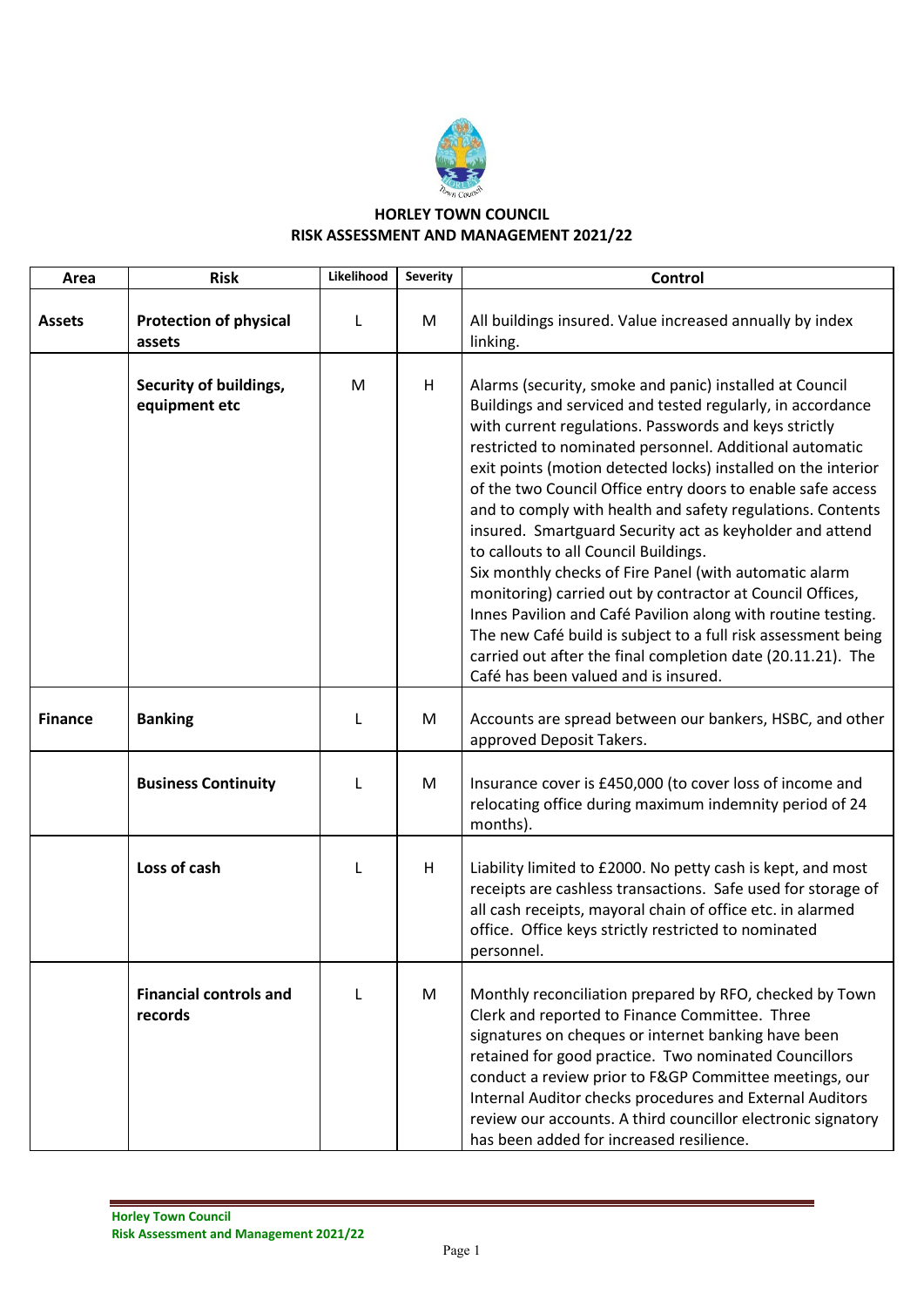# HORLEY TOWN COUNCIL
## RISK ASSESSMENT AND MANAGEMENT 2021/22

| Area | Risk | Likelihood | Severity | Control |
|---|---|---|---|---|
| **Assets** | **Protection of physical assets** | L | M | All buildings insured. Value increased annually by index linking. |
| | **Security of buildings, equipment etc** | M | H | Alarms (security, smoke and panic) installed at Council Buildings and serviced and tested regularly, in accordance with current regulations. Passwords and keys strictly restricted to nominated personnel. Additional automatic exit points (motion detected locks) installed on the interior of the two Council Office entry doors to enable safe access and to comply with health and safety regulations. Contents insured. Smartguard Security act as keyholder and attend to callouts to all Council Buildings.<br>Six monthly checks of Fire Panel (with automatic alarm monitoring) carried out by contractor at Council Offices, Innes Pavilion and Café Pavilion along with routine testing. The new Café build is subject to a full risk assessment being carried out after the final completion date (20.11.21). The Café has been valued and is insured. |
| **Finance** | **Banking** | L | M | Accounts are spread between our bankers, HSBC, and other approved Deposit Takers. |
| | **Business Continuity** | L | M | Insurance cover is £450,000 (to cover loss of income and relocating office during maximum indemnity period of 24 months). |
| | **Loss of cash** | L | H | Liability limited to £2000. No petty cash is kept, and most receipts are cashless transactions. Safe used for storage of all cash receipts, mayoral chain of office etc. in alarmed office. Office keys strictly restricted to nominated personnel. |
| | **Financial controls and records** | L | M | Monthly reconciliation prepared by RFO, checked by Town Clerk and reported to Finance Committee. Three signatures on cheques or internet banking have been retained for good practice. Two nominated Councillors conduct a review prior to F&GP Committee meetings, our Internal Auditor checks procedures and External Auditors review our accounts. A third councillor electronic signatory has been added for increased resilience. |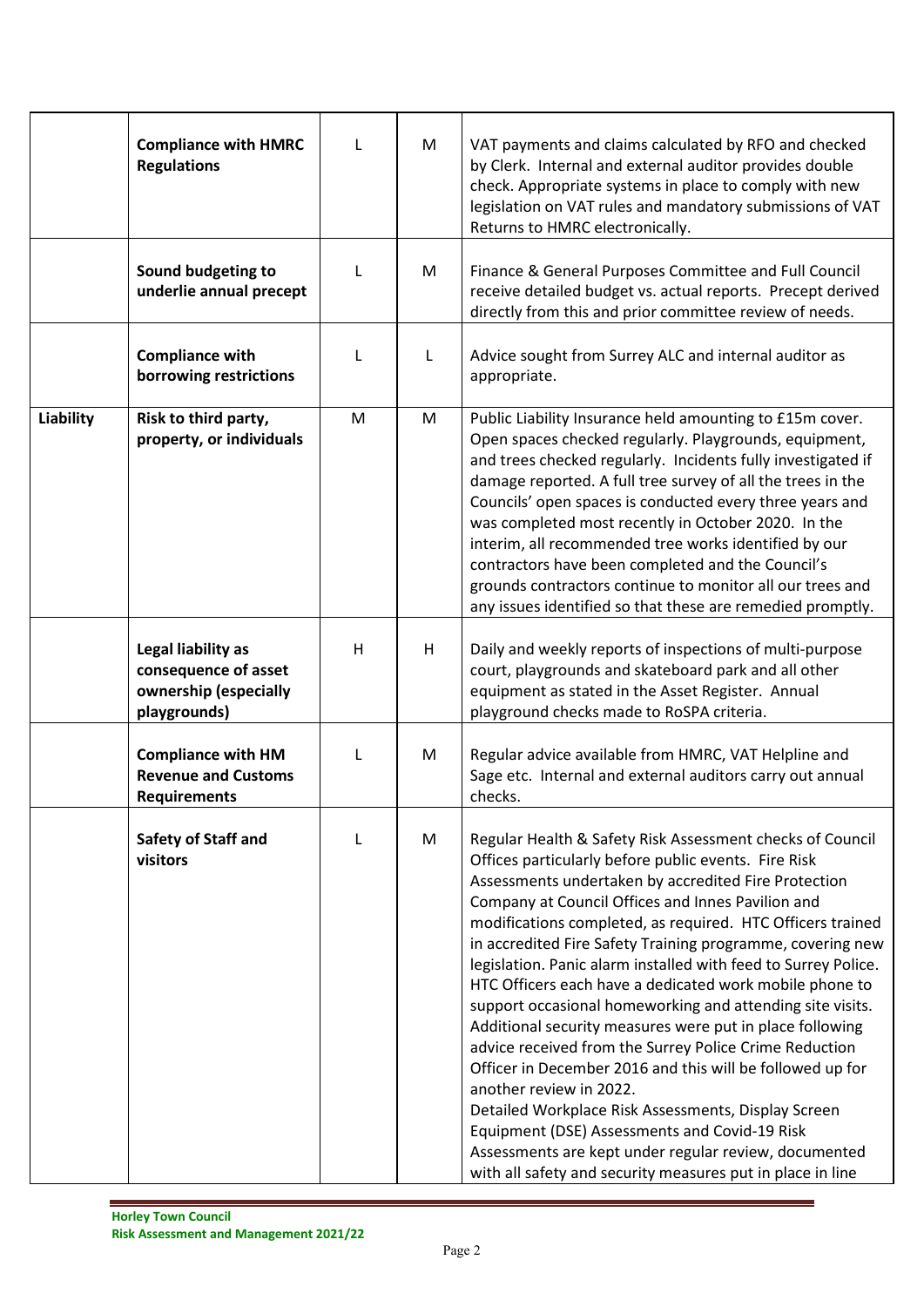| | | | | |
|---|---|---|---|---|
| | **Compliance with HMRC Regulations** | L | M | VAT payments and claims calculated by RFO and checked by Clerk. Internal and external auditor provides double check. Appropriate systems in place to comply with new legislation on VAT rules and mandatory submissions of VAT Returns to HMRC electronically. |
| | **Sound budgeting to underlie annual precept** | L | M | Finance & General Purposes Committee and Full Council receive detailed budget vs. actual reports. Precept derived directly from this and prior committee review of needs. |
| | **Compliance with borrowing restrictions** | L | L | Advice sought from Surrey ALC and internal auditor as appropriate. |
| **Liability** | **Risk to third party, property, or individuals** | M | M | Public Liability Insurance held amounting to £15m cover. Open spaces checked regularly. Playgrounds, equipment, and trees checked regularly. Incidents fully investigated if damage reported. A full tree survey of all the trees in the Councils' open spaces is conducted every three years and was completed most recently in October 2020. In the interim, all recommended tree works identified by our contractors have been completed and the Council's grounds contractors continue to monitor all our trees and any issues identified so that these are remedied promptly. |
| | **Legal liability as consequence of asset ownership (especially playgrounds)** | H | H | Daily and weekly reports of inspections of multi-purpose court, playgrounds and skateboard park and all other equipment as stated in the Asset Register. Annual playground checks made to RoSPA criteria. |
| | **Compliance with HM Revenue and Customs Requirements** | L | M | Regular advice available from HMRC, VAT Helpline and Sage etc. Internal and external auditors carry out annual checks. |
| | **Safety of Staff and visitors** | L | M | Regular Health & Safety Risk Assessment checks of Council Offices particularly before public events. Fire Risk Assessments undertaken by accredited Fire Protection Company at Council Offices and Innes Pavilion and modifications completed, as required. HTC Officers trained in accredited Fire Safety Training programme, covering new legislation. Panic alarm installed with feed to Surrey Police. HTC Officers each have a dedicated work mobile phone to support occasional homeworking and attending site visits. Additional security measures were put in place following advice received from the Surrey Police Crime Reduction Officer in December 2016 and this will be followed up for another review in 2022.<br>Detailed Workplace Risk Assessments, Display Screen Equipment (DSE) Assessments and Covid-19 Risk Assessments are kept under regular review, documented with all safety and security measures put in place in line |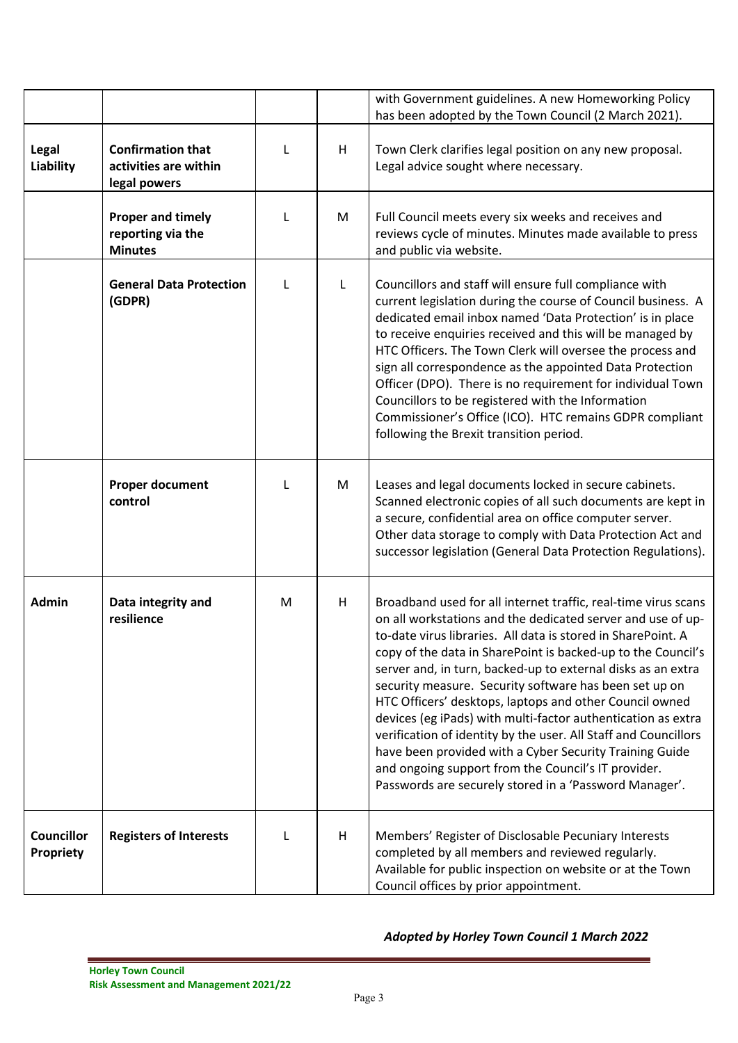| | | | | |
|---|---|---|---|---|
| | | | | with Government guidelines. A new Homeworking Policy has been adopted by the Town Council (2 March 2021). |
| **Legal Liability** | **Confirmation that activities are within legal powers** | L | H | Town Clerk clarifies legal position on any new proposal. Legal advice sought where necessary. |
| | **Proper and timely reporting via the Minutes** | L | M | Full Council meets every six weeks and receives and reviews cycle of minutes. Minutes made available to press and public via website. |
| | **General Data Protection (GDPR)** | L | L | Councillors and staff will ensure full compliance with current legislation during the course of Council business. A dedicated email inbox named 'Data Protection' is in place to receive enquiries received and this will be managed by HTC Officers. The Town Clerk will oversee the process and sign all correspondence as the appointed Data Protection Officer (DPO). There is no requirement for individual Town Councillors to be registered with the Information Commissioner's Office (ICO). HTC remains GDPR compliant following the Brexit transition period. |
| | **Proper document control** | L | M | Leases and legal documents locked in secure cabinets. Scanned electronic copies of all such documents are kept in a secure, confidential area on office computer server. Other data storage to comply with Data Protection Act and successor legislation (General Data Protection Regulations). |
| **Admin** | **Data integrity and resilience** | M | H | Broadband used for all internet traffic, real-time virus scans on all workstations and the dedicated server and use of up-to-date virus libraries. All data is stored in SharePoint. A copy of the data in SharePoint is backed-up to the Council's server and, in turn, backed-up to external disks as an extra security measure. Security software has been set up on HTC Officers' desktops, laptops and other Council owned devices (eg iPads) with multi-factor authentication as extra verification of identity by the user. All Staff and Councillors have been provided with a Cyber Security Training Guide and ongoing support from the Council's IT provider. Passwords are securely stored in a 'Password Manager'. |
| **Councillor Propriety** | **Registers of Interests** | L | H | Members' Register of Disclosable Pecuniary Interests completed by all members and reviewed regularly. Available for public inspection on website or at the Town Council offices by prior appointment. |

***Adopted by Horley Town Council 1 March 2022***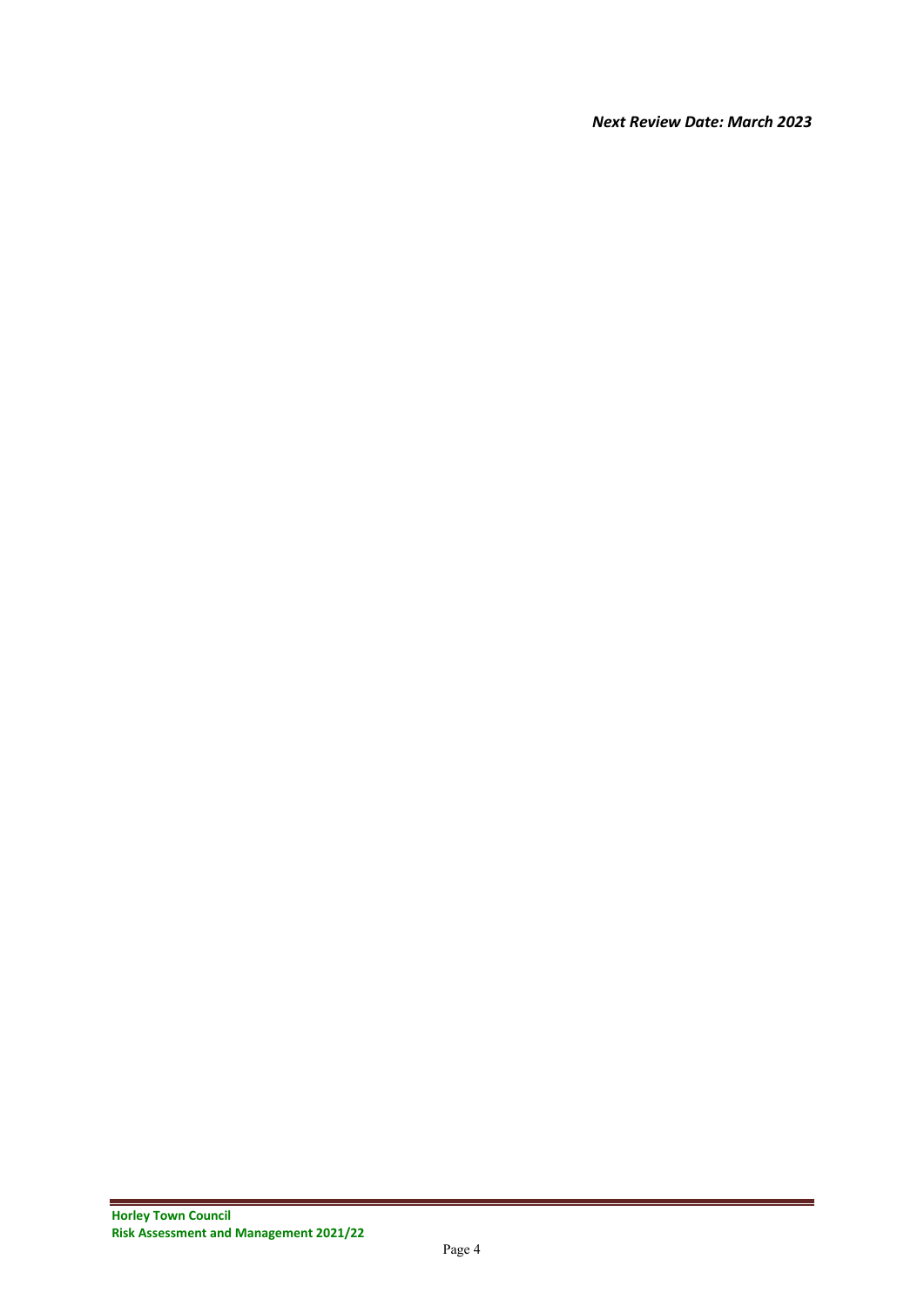***Next Review Date: March 2023***